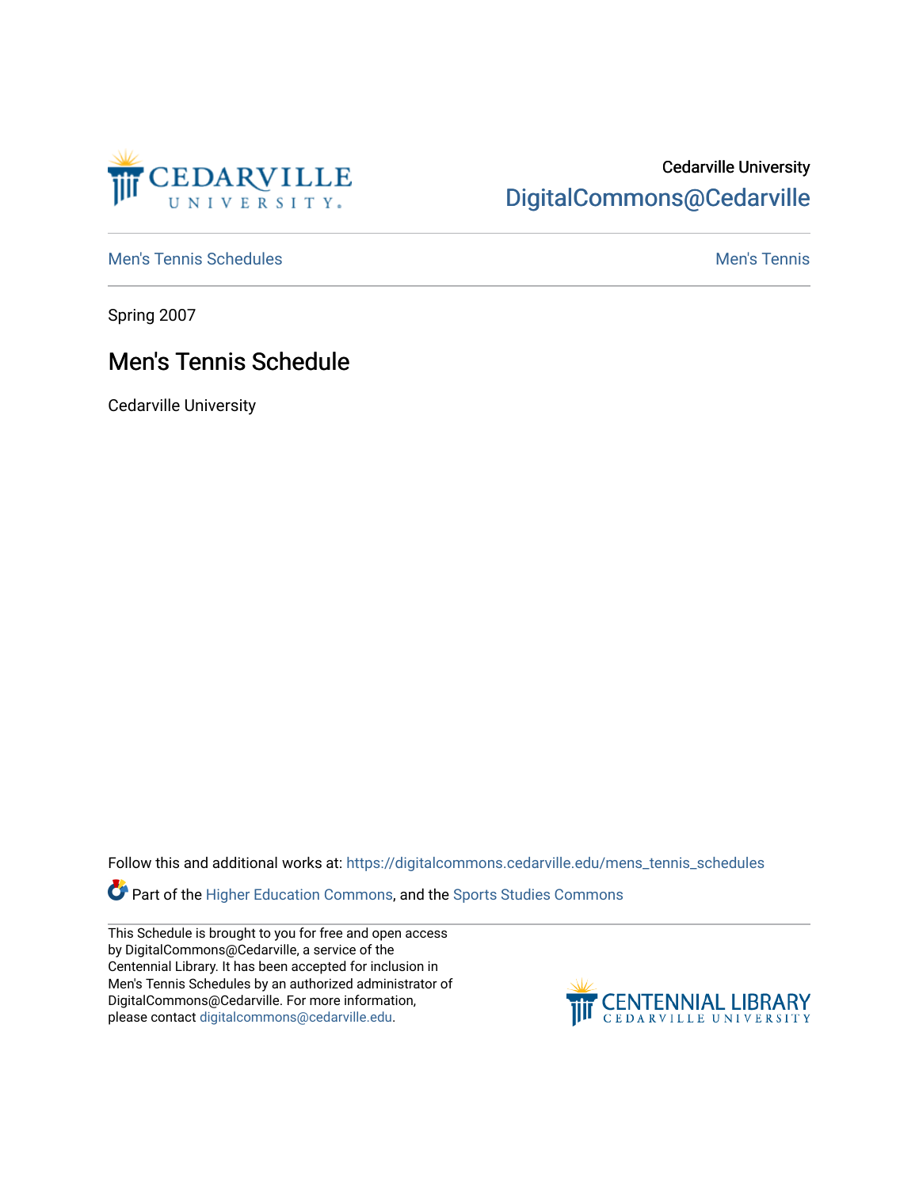Cedarville University
DigitalCommons@Cedarville

Men's Tennis Schedules | Men's Tennis

Spring 2007

# Men's Tennis Schedule

Cedarville University

Follow this and additional works at: https://digitalcommons.cedarville.edu/mens_tennis_schedules

Part of the Higher Education Commons, and the Sports Studies Commons

This Schedule is brought to you for free and open access by DigitalCommons@Cedarville, a service of the Centennial Library. It has been accepted for inclusion in Men's Tennis Schedules by an authorized administrator of DigitalCommons@Cedarville. For more information, please contact digitalcommons@cedarville.edu.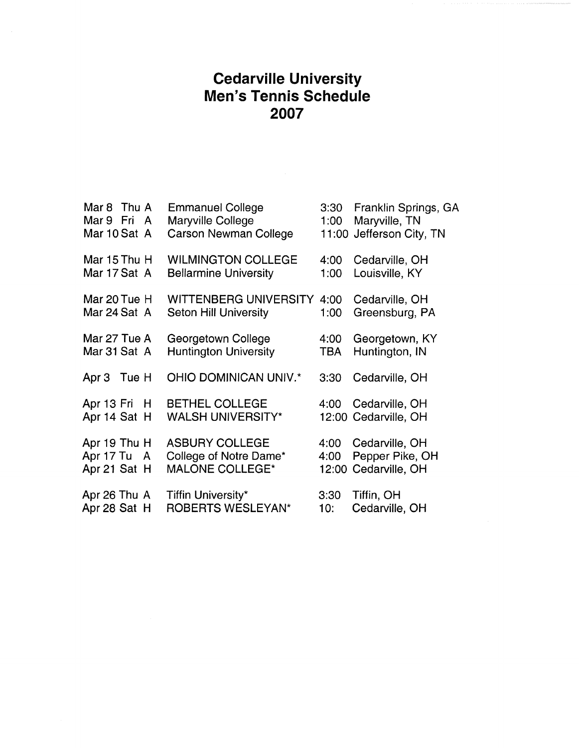# Cedarville University
# Men's Tennis Schedule
# 2007

| | | | | |
|---|---|---|---|---|
| Mar 8 Thu | A | Emmanuel College | 3:30 | Franklin Springs, GA |
| Mar 9 Fri | A | Maryville College | 1:00 | Maryville, TN |
| Mar 10 Sat | A | Carson Newman College | 11:00 | Jefferson City, TN |
| Mar 15 Thu | H | WILMINGTON COLLEGE | 4:00 | Cedarville, OH |
| Mar 17 Sat | A | Bellarmine University | 1:00 | Louisville, KY |
| Mar 20 Tue | H | WITTENBERG UNIVERSITY | 4:00 | Cedarville, OH |
| Mar 24 Sat | A | Seton Hill University | 1:00 | Greensburg, PA |
| Mar 27 Tue | A | Georgetown College | 4:00 | Georgetown, KY |
| Mar 31 Sat | A | Huntington University | TBA | Huntington, IN |
| Apr 3 Tue | H | OHIO DOMINICAN UNIV.* | 3:30 | Cedarville, OH |
| Apr 13 Fri | H | BETHEL COLLEGE | 4:00 | Cedarville, OH |
| Apr 14 Sat | H | WALSH UNIVERSITY* | 12:00 | Cedarville, OH |
| Apr 19 Thu | H | ASBURY COLLEGE | 4:00 | Cedarville, OH |
| Apr 17 Tu | A | College of Notre Dame* | 4:00 | Pepper Pike, OH |
| Apr 21 Sat | H | MALONE COLLEGE* | 12:00 | Cedarville, OH |
| Apr 26 Thu | A | Tiffin University* | 3:30 | Tiffin, OH |
| Apr 28 Sat | H | ROBERTS WESLEYAN* | 10: | Cedarville, OH |